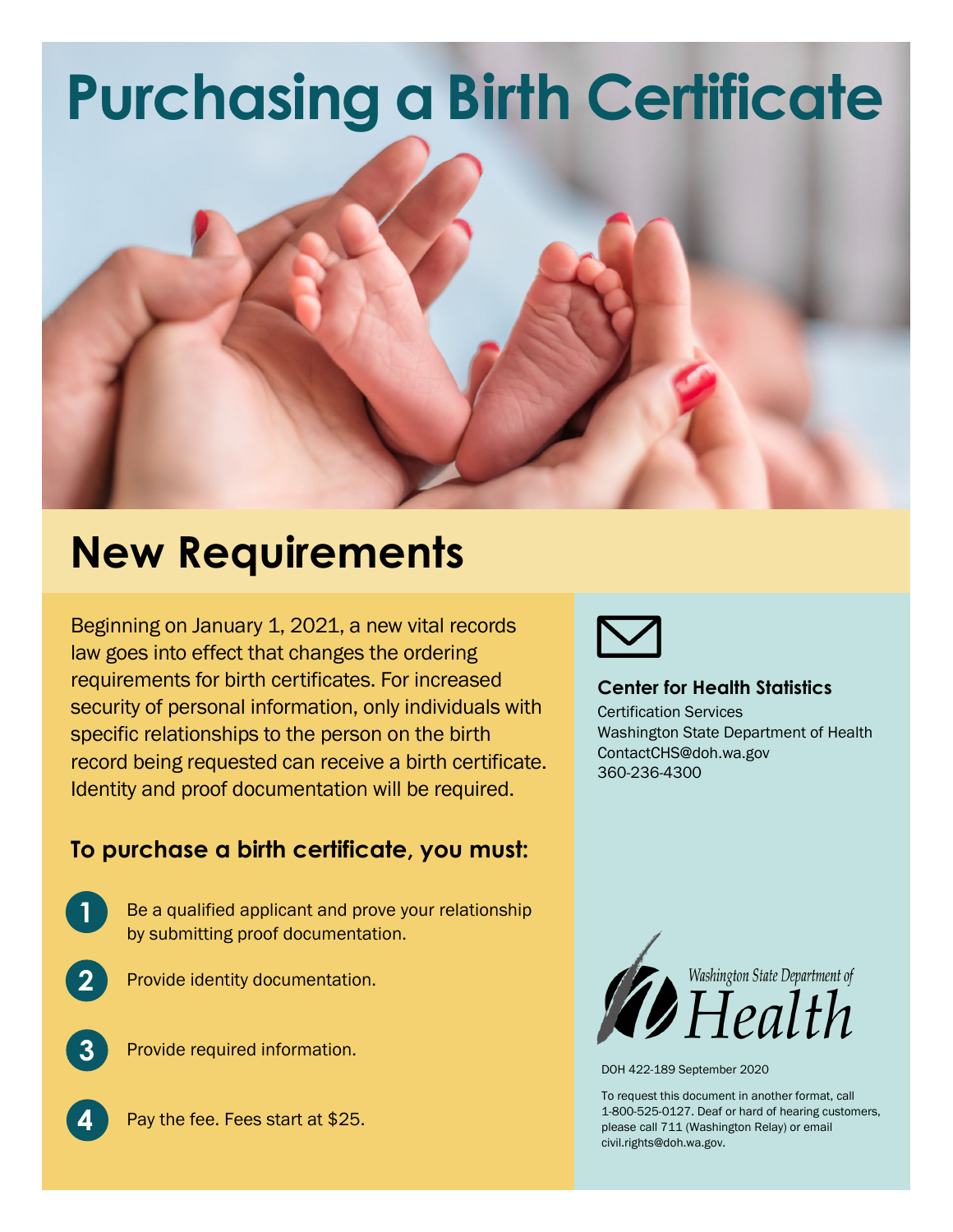# Purchasing a Birth Certificate

## New Requirements

Beginning on January 1, 2021, a new vital records law goes into effect that changes the ordering requirements for birth certificates. For increased security of personal information, only individuals with specific relationships to the person on the birth record being requested can receive a birth certificate. Identity and proof documentation will be required.

### To purchase a birth certificate, you must:

1. Be a qualified applicant and prove your relationship by submitting proof documentation.
2. Provide identity documentation.
3. Provide required information.
4. Pay the fee. Fees start at $25.

**Center for Health Statistics**
Certification Services
Washington State Department of Health
ContactCHS@doh.wa.gov
360-236-4300

Washington State Department of Health

DOH 422-189 September 2020

To request this document in another format, call 1-800-525-0127. Deaf or hard of hearing customers, please call 711 (Washington Relay) or email civil.rights@doh.wa.gov.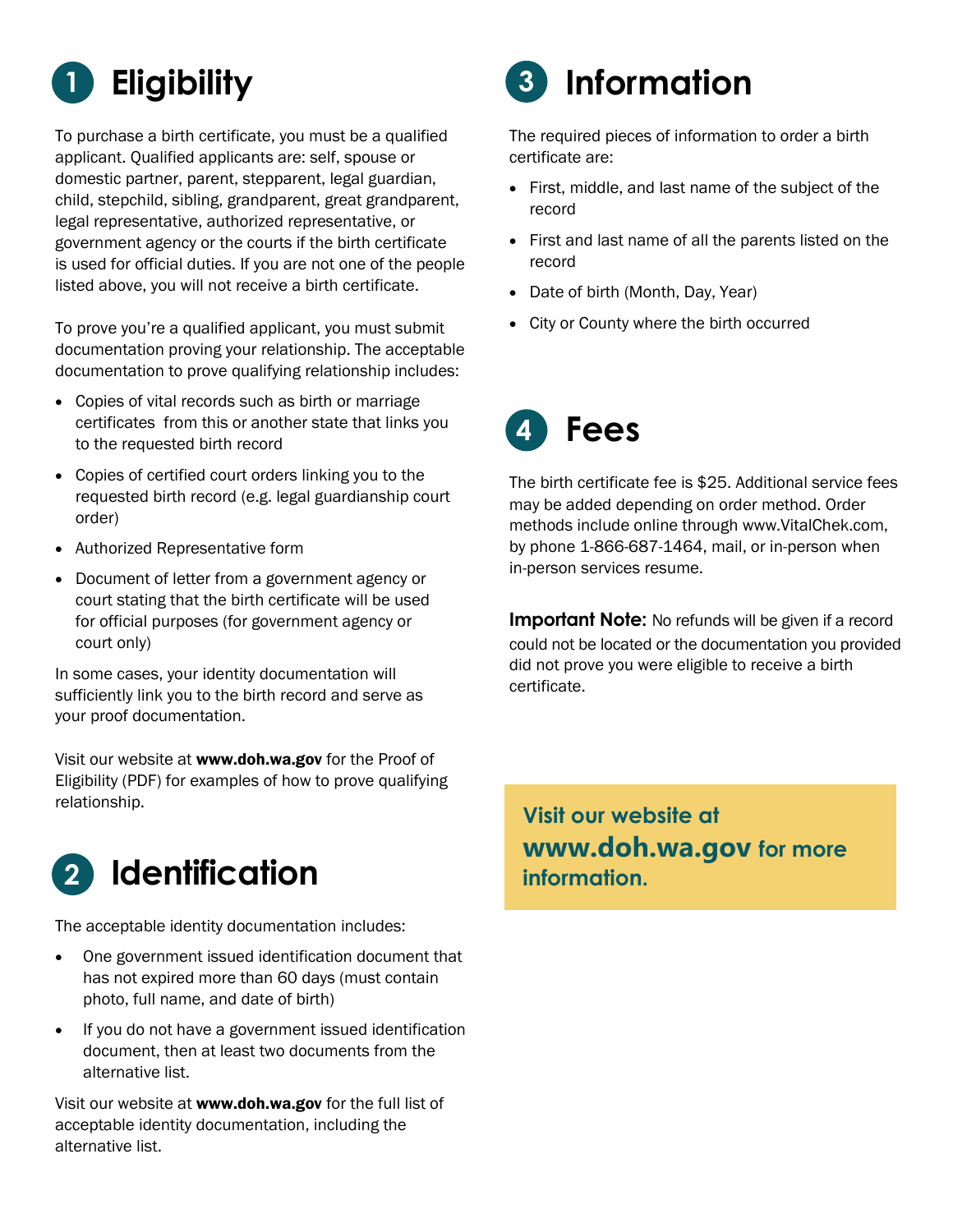# 1 Eligibility

To purchase a birth certificate, you must be a qualified applicant. Qualified applicants are: self, spouse or domestic partner, parent, stepparent, legal guardian, child, stepchild, sibling, grandparent, great grandparent, legal representative, authorized representative, or government agency or the courts if the birth certificate is used for official duties. If you are not one of the people listed above, you will not receive a birth certificate.

To prove you're a qualified applicant, you must submit documentation proving your relationship. The acceptable documentation to prove qualifying relationship includes:

- Copies of vital records such as birth or marriage certificates from this or another state that links you to the requested birth record
- Copies of certified court orders linking you to the requested birth record (e.g. legal guardianship court order)
- Authorized Representative form
- Document of letter from a government agency or court stating that the birth certificate will be used for official purposes (for government agency or court only)

In some cases, your identity documentation will sufficiently link you to the birth record and serve as your proof documentation.

Visit our website at **www.doh.wa.gov** for the Proof of Eligibility (PDF) for examples of how to prove qualifying relationship.

# 2 Identification

The acceptable identity documentation includes:

- One government issued identification document that has not expired more than 60 days (must contain photo, full name, and date of birth)
- If you do not have a government issued identification document, then at least two documents from the alternative list.

Visit our website at **www.doh.wa.gov** for the full list of acceptable identity documentation, including the alternative list.

# 3 Information

The required pieces of information to order a birth certificate are:

- First, middle, and last name of the subject of the record
- First and last name of all the parents listed on the record
- Date of birth (Month, Day, Year)
- City or County where the birth occurred

# 4 Fees

The birth certificate fee is $25. Additional service fees may be added depending on order method. Order methods include online through www.VitalChek.com, by phone 1-866-687-1464, mail, or in-person when in-person services resume.

**Important Note:** No refunds will be given if a record could not be located or the documentation you provided did not prove you were eligible to receive a birth certificate.

**Visit our website at www.doh.wa.gov for more information.**